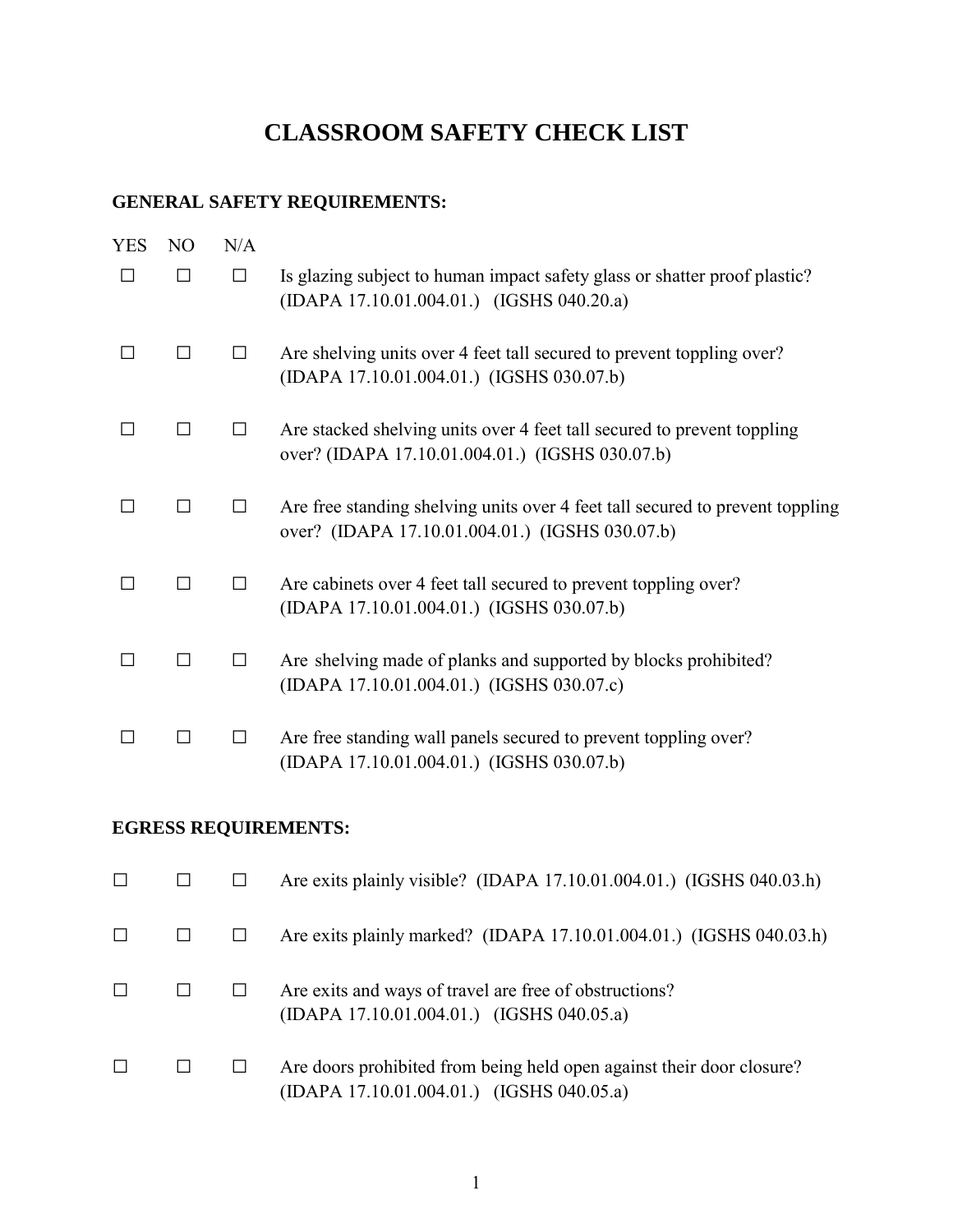# CLASSROOM SAFETY CHECK LIST

## GENERAL SAFETY REQUIREMENTS:

| YES | NO | N/A | |
|---|---|---|---|
| ☐ | ☐ | ☐ | Is glazing subject to human impact safety glass or shatter proof plastic? (IDAPA 17.10.01.004.01.) (IGSHS 040.20.a) |
| ☐ | ☐ | ☐ | Are shelving units over 4 feet tall secured to prevent toppling over? (IDAPA 17.10.01.004.01.) (IGSHS 030.07.b) |
| ☐ | ☐ | ☐ | Are stacked shelving units over 4 feet tall secured to prevent toppling over? (IDAPA 17.10.01.004.01.) (IGSHS 030.07.b) |
| ☐ | ☐ | ☐ | Are free standing shelving units over 4 feet tall secured to prevent toppling over? (IDAPA 17.10.01.004.01.) (IGSHS 030.07.b) |
| ☐ | ☐ | ☐ | Are cabinets over 4 feet tall secured to prevent toppling over? (IDAPA 17.10.01.004.01.) (IGSHS 030.07.b) |
| ☐ | ☐ | ☐ | Are shelving made of planks and supported by blocks prohibited? (IDAPA 17.10.01.004.01.) (IGSHS 030.07.c) |
| ☐ | ☐ | ☐ | Are free standing wall panels secured to prevent toppling over? (IDAPA 17.10.01.004.01.) (IGSHS 030.07.b) |

## EGRESS REQUIREMENTS:

| YES | NO | N/A | |
|---|---|---|---|
| ☐ | ☐ | ☐ | Are exits plainly visible? (IDAPA 17.10.01.004.01.) (IGSHS 040.03.h) |
| ☐ | ☐ | ☐ | Are exits plainly marked? (IDAPA 17.10.01.004.01.) (IGSHS 040.03.h) |
| ☐ | ☐ | ☐ | Are exits and ways of travel are free of obstructions? (IDAPA 17.10.01.004.01.) (IGSHS 040.05.a) |
| ☐ | ☐ | ☐ | Are doors prohibited from being held open against their door closure? (IDAPA 17.10.01.004.01.) (IGSHS 040.05.a) |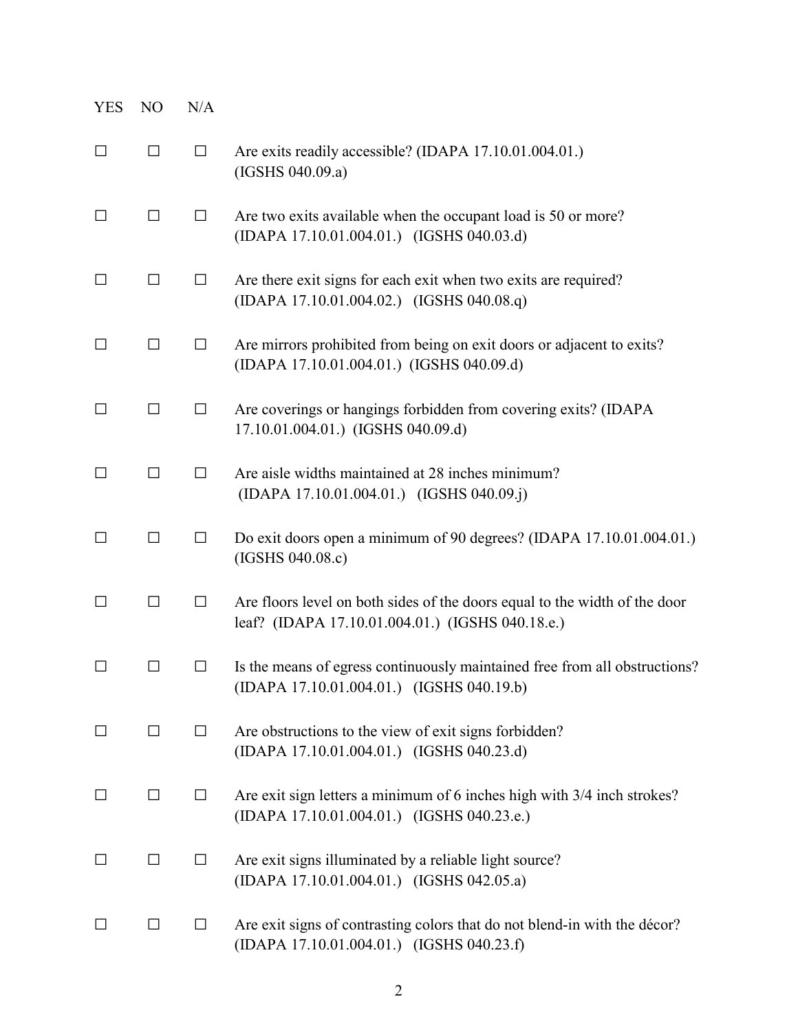| YES | NO | N/A | |
|---|---|---|---|
| ☐ | ☐ | ☐ | Are exits readily accessible? (IDAPA 17.10.01.004.01.) (IGSHS 040.09.a) |
| ☐ | ☐ | ☐ | Are two exits available when the occupant load is 50 or more? (IDAPA 17.10.01.004.01.) (IGSHS 040.03.d) |
| ☐ | ☐ | ☐ | Are there exit signs for each exit when two exits are required? (IDAPA 17.10.01.004.02.) (IGSHS 040.08.q) |
| ☐ | ☐ | ☐ | Are mirrors prohibited from being on exit doors or adjacent to exits? (IDAPA 17.10.01.004.01.) (IGSHS 040.09.d) |
| ☐ | ☐ | ☐ | Are coverings or hangings forbidden from covering exits? (IDAPA 17.10.01.004.01.) (IGSHS 040.09.d) |
| ☐ | ☐ | ☐ | Are aisle widths maintained at 28 inches minimum? (IDAPA 17.10.01.004.01.) (IGSHS 040.09.j) |
| ☐ | ☐ | ☐ | Do exit doors open a minimum of 90 degrees? (IDAPA 17.10.01.004.01.) (IGSHS 040.08.c) |
| ☐ | ☐ | ☐ | Are floors level on both sides of the doors equal to the width of the door leaf? (IDAPA 17.10.01.004.01.) (IGSHS 040.18.e.) |
| ☐ | ☐ | ☐ | Is the means of egress continuously maintained free from all obstructions? (IDAPA 17.10.01.004.01.) (IGSHS 040.19.b) |
| ☐ | ☐ | ☐ | Are obstructions to the view of exit signs forbidden? (IDAPA 17.10.01.004.01.) (IGSHS 040.23.d) |
| ☐ | ☐ | ☐ | Are exit sign letters a minimum of 6 inches high with 3/4 inch strokes? (IDAPA 17.10.01.004.01.) (IGSHS 040.23.e.) |
| ☐ | ☐ | ☐ | Are exit signs illuminated by a reliable light source? (IDAPA 17.10.01.004.01.) (IGSHS 042.05.a) |
| ☐ | ☐ | ☐ | Are exit signs of contrasting colors that do not blend-in with the décor? (IDAPA 17.10.01.004.01.) (IGSHS 040.23.f) |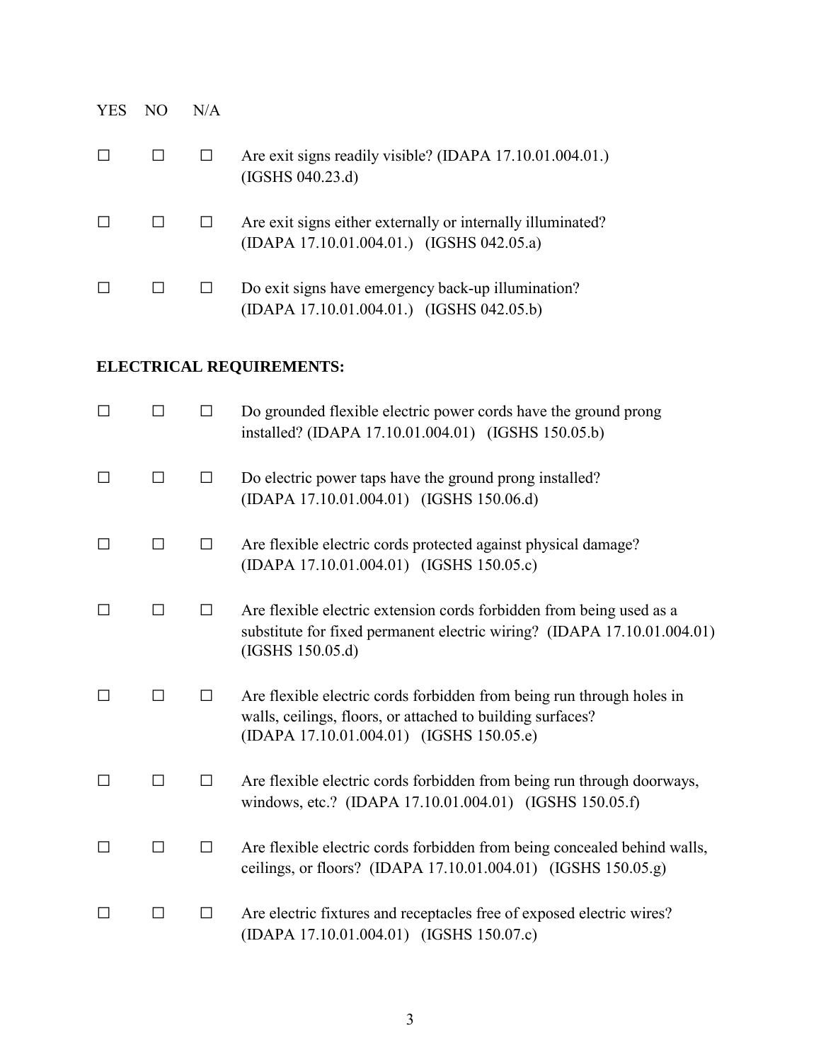| YES | NO | N/A | |
|---|---|---|---|
| ☐ | ☐ | ☐ | Are exit signs readily visible? (IDAPA 17.10.01.004.01.) (IGSHS 040.23.d) |
| ☐ | ☐ | ☐ | Are exit signs either externally or internally illuminated? (IDAPA 17.10.01.004.01.) (IGSHS 042.05.a) |
| ☐ | ☐ | ☐ | Do exit signs have emergency back-up illumination? (IDAPA 17.10.01.004.01.) (IGSHS 042.05.b) |

**ELECTRICAL REQUIREMENTS:**

| YES | NO | N/A | |
|---|---|---|---|
| ☐ | ☐ | ☐ | Do grounded flexible electric power cords have the ground prong installed? (IDAPA 17.10.01.004.01) (IGSHS 150.05.b) |
| ☐ | ☐ | ☐ | Do electric power taps have the ground prong installed? (IDAPA 17.10.01.004.01) (IGSHS 150.06.d) |
| ☐ | ☐ | ☐ | Are flexible electric cords protected against physical damage? (IDAPA 17.10.01.004.01) (IGSHS 150.05.c) |
| ☐ | ☐ | ☐ | Are flexible electric extension cords forbidden from being used as a substitute for fixed permanent electric wiring? (IDAPA 17.10.01.004.01) (IGSHS 150.05.d) |
| ☐ | ☐ | ☐ | Are flexible electric cords forbidden from being run through holes in walls, ceilings, floors, or attached to building surfaces? (IDAPA 17.10.01.004.01) (IGSHS 150.05.e) |
| ☐ | ☐ | ☐ | Are flexible electric cords forbidden from being run through doorways, windows, etc.? (IDAPA 17.10.01.004.01) (IGSHS 150.05.f) |
| ☐ | ☐ | ☐ | Are flexible electric cords forbidden from being concealed behind walls, ceilings, or floors? (IDAPA 17.10.01.004.01) (IGSHS 150.05.g) |
| ☐ | ☐ | ☐ | Are electric fixtures and receptacles free of exposed electric wires? (IDAPA 17.10.01.004.01) (IGSHS 150.07.c) |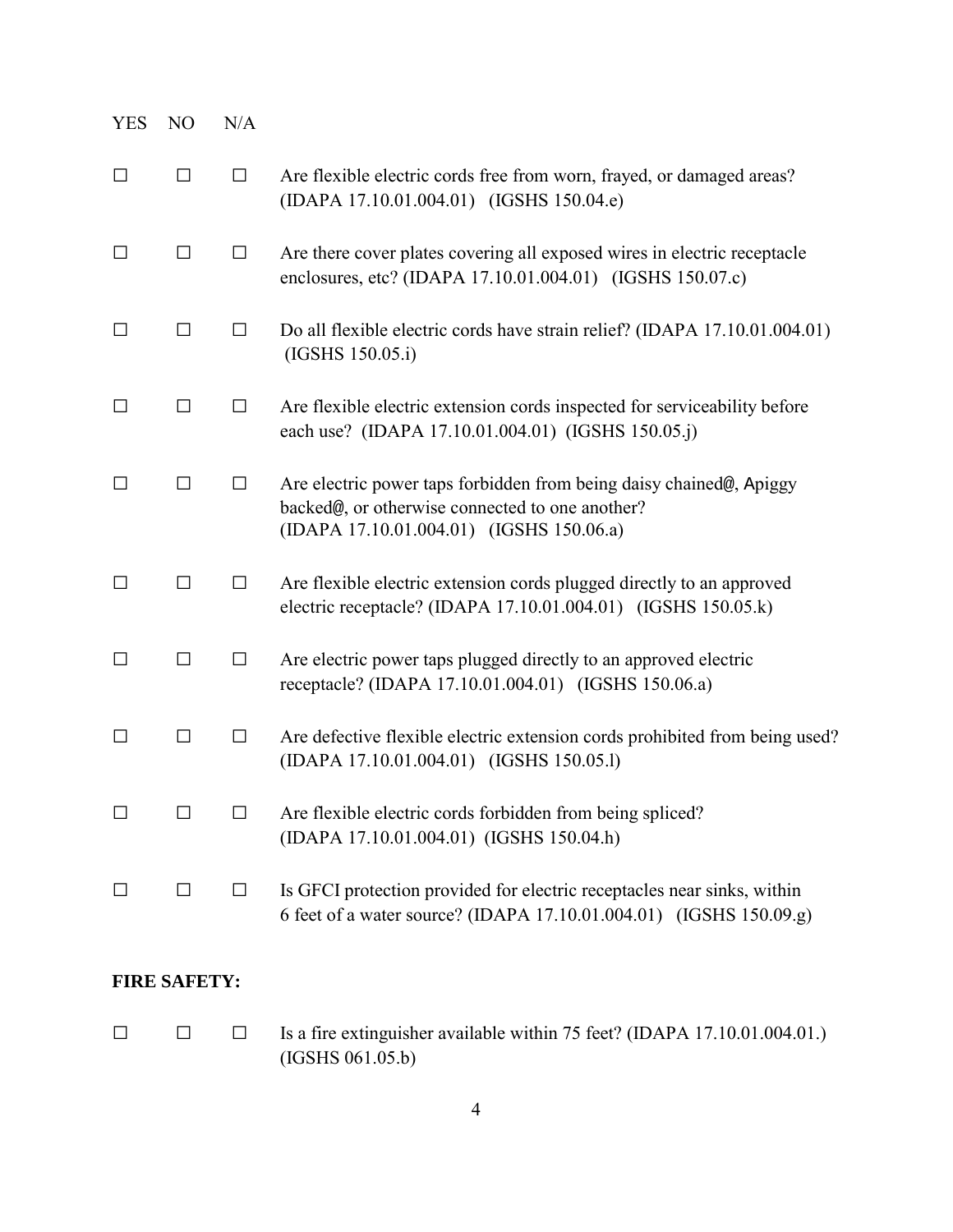| YES | NO | N/A | |
|---|---|---|---|
| ☐ | ☐ | ☐ | Are flexible electric cords free from worn, frayed, or damaged areas? (IDAPA 17.10.01.004.01) (IGSHS 150.04.e) |
| ☐ | ☐ | ☐ | Are there cover plates covering all exposed wires in electric receptacle enclosures, etc? (IDAPA 17.10.01.004.01) (IGSHS 150.07.c) |
| ☐ | ☐ | ☐ | Do all flexible electric cords have strain relief? (IDAPA 17.10.01.004.01) (IGSHS 150.05.i) |
| ☐ | ☐ | ☐ | Are flexible electric extension cords inspected for serviceability before each use? (IDAPA 17.10.01.004.01) (IGSHS 150.05.j) |
| ☐ | ☐ | ☐ | Are electric power taps forbidden from being daisy chained@, Apiggy backed@, or otherwise connected to one another? (IDAPA 17.10.01.004.01) (IGSHS 150.06.a) |
| ☐ | ☐ | ☐ | Are flexible electric extension cords plugged directly to an approved electric receptacle? (IDAPA 17.10.01.004.01) (IGSHS 150.05.k) |
| ☐ | ☐ | ☐ | Are electric power taps plugged directly to an approved electric receptacle? (IDAPA 17.10.01.004.01) (IGSHS 150.06.a) |
| ☐ | ☐ | ☐ | Are defective flexible electric extension cords prohibited from being used? (IDAPA 17.10.01.004.01) (IGSHS 150.05.l) |
| ☐ | ☐ | ☐ | Are flexible electric cords forbidden from being spliced? (IDAPA 17.10.01.004.01) (IGSHS 150.04.h) |
| ☐ | ☐ | ☐ | Is GFCI protection provided for electric receptacles near sinks, within 6 feet of a water source? (IDAPA 17.10.01.004.01) (IGSHS 150.09.g) |

**FIRE SAFETY:**

| YES | NO | N/A | |
|---|---|---|---|
| ☐ | ☐ | ☐ | Is a fire extinguisher available within 75 feet? (IDAPA 17.10.01.004.01.) (IGSHS 061.05.b) |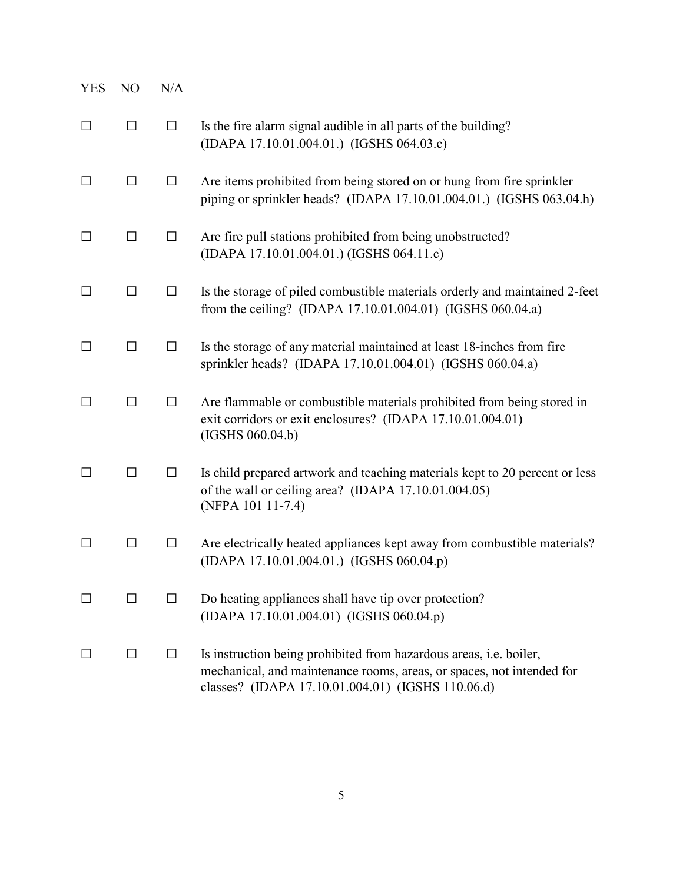| YES | NO | N/A | |
|---|---|---|---|
| ☐ | ☐ | ☐ | Is the fire alarm signal audible in all parts of the building? (IDAPA 17.10.01.004.01.) (IGSHS 064.03.c) |
| ☐ | ☐ | ☐ | Are items prohibited from being stored on or hung from fire sprinkler piping or sprinkler heads? (IDAPA 17.10.01.004.01.) (IGSHS 063.04.h) |
| ☐ | ☐ | ☐ | Are fire pull stations prohibited from being unobstructed? (IDAPA 17.10.01.004.01.) (IGSHS 064.11.c) |
| ☐ | ☐ | ☐ | Is the storage of piled combustible materials orderly and maintained 2-feet from the ceiling? (IDAPA 17.10.01.004.01) (IGSHS 060.04.a) |
| ☐ | ☐ | ☐ | Is the storage of any material maintained at least 18-inches from fire sprinkler heads? (IDAPA 17.10.01.004.01) (IGSHS 060.04.a) |
| ☐ | ☐ | ☐ | Are flammable or combustible materials prohibited from being stored in exit corridors or exit enclosures? (IDAPA 17.10.01.004.01) (IGSHS 060.04.b) |
| ☐ | ☐ | ☐ | Is child prepared artwork and teaching materials kept to 20 percent or less of the wall or ceiling area? (IDAPA 17.10.01.004.05) (NFPA 101 11-7.4) |
| ☐ | ☐ | ☐ | Are electrically heated appliances kept away from combustible materials? (IDAPA 17.10.01.004.01.) (IGSHS 060.04.p) |
| ☐ | ☐ | ☐ | Do heating appliances shall have tip over protection? (IDAPA 17.10.01.004.01) (IGSHS 060.04.p) |
| ☐ | ☐ | ☐ | Is instruction being prohibited from hazardous areas, i.e. boiler, mechanical, and maintenance rooms, areas, or spaces, not intended for classes? (IDAPA 17.10.01.004.01) (IGSHS 110.06.d) |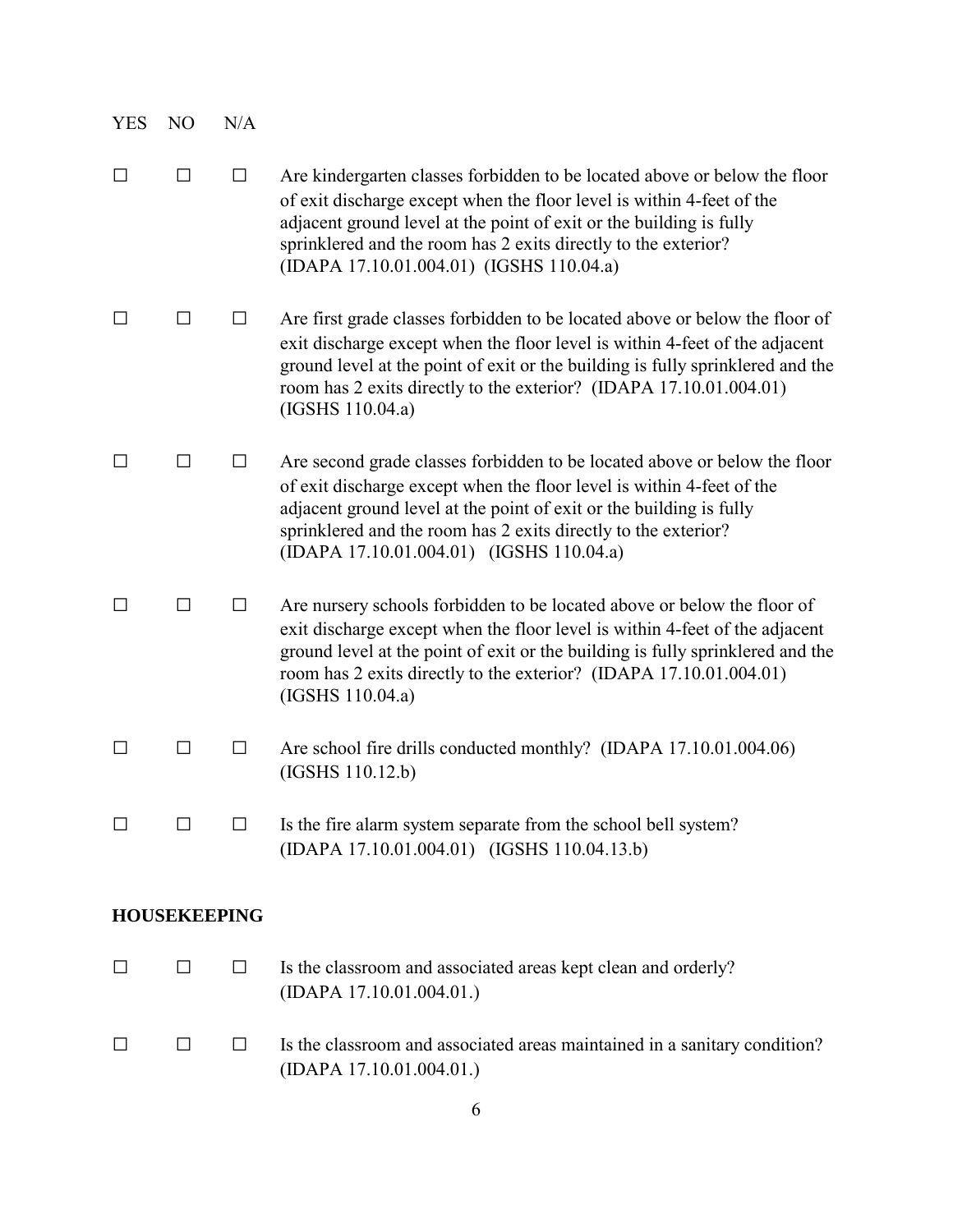| YES | NO | N/A | |
|---|---|---|---|
| ☐ | ☐ | ☐ | Are kindergarten classes forbidden to be located above or below the floor of exit discharge except when the floor level is within 4-feet of the adjacent ground level at the point of exit or the building is fully sprinklered and the room has 2 exits directly to the exterior? (IDAPA 17.10.01.004.01) (IGSHS 110.04.a) |
| ☐ | ☐ | ☐ | Are first grade classes forbidden to be located above or below the floor of exit discharge except when the floor level is within 4-feet of the adjacent ground level at the point of exit or the building is fully sprinklered and the room has 2 exits directly to the exterior? (IDAPA 17.10.01.004.01) (IGSHS 110.04.a) |
| ☐ | ☐ | ☐ | Are second grade classes forbidden to be located above or below the floor of exit discharge except when the floor level is within 4-feet of the adjacent ground level at the point of exit or the building is fully sprinklered and the room has 2 exits directly to the exterior? (IDAPA 17.10.01.004.01) (IGSHS 110.04.a) |
| ☐ | ☐ | ☐ | Are nursery schools forbidden to be located above or below the floor of exit discharge except when the floor level is within 4-feet of the adjacent ground level at the point of exit or the building is fully sprinklered and the room has 2 exits directly to the exterior? (IDAPA 17.10.01.004.01) (IGSHS 110.04.a) |
| ☐ | ☐ | ☐ | Are school fire drills conducted monthly? (IDAPA 17.10.01.004.06) (IGSHS 110.12.b) |
| ☐ | ☐ | ☐ | Is the fire alarm system separate from the school bell system? (IDAPA 17.10.01.004.01) (IGSHS 110.04.13.b) |

**HOUSEKEEPING**

| | | | |
|---|---|---|---|
| ☐ | ☐ | ☐ | Is the classroom and associated areas kept clean and orderly? (IDAPA 17.10.01.004.01.) |
| ☐ | ☐ | ☐ | Is the classroom and associated areas maintained in a sanitary condition? (IDAPA 17.10.01.004.01.) |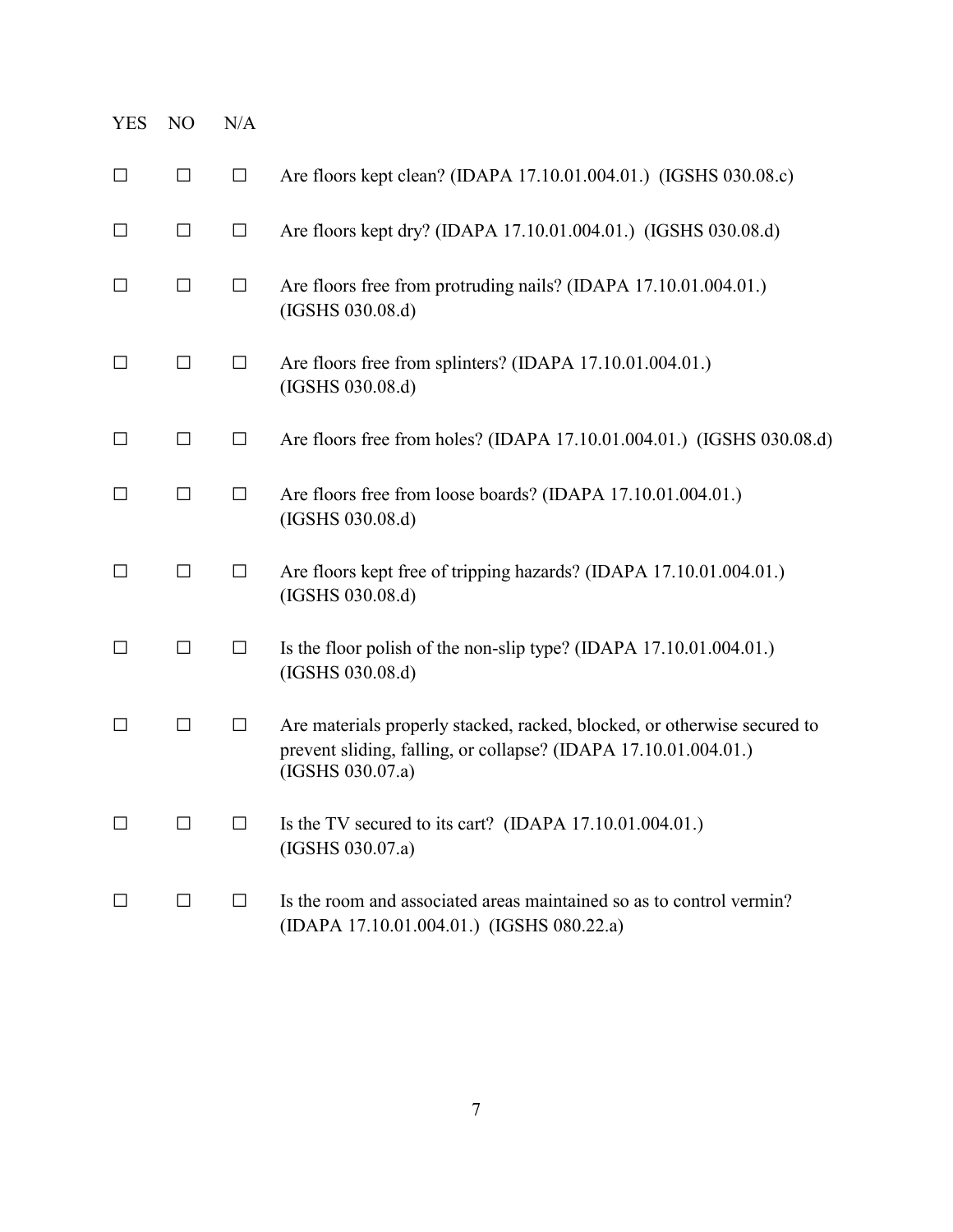| YES | NO | N/A | |
|---|---|---|---|
| ☐ | ☐ | ☐ | Are floors kept clean? (IDAPA 17.10.01.004.01.) (IGSHS 030.08.c) |
| ☐ | ☐ | ☐ | Are floors kept dry? (IDAPA 17.10.01.004.01.) (IGSHS 030.08.d) |
| ☐ | ☐ | ☐ | Are floors free from protruding nails? (IDAPA 17.10.01.004.01.) (IGSHS 030.08.d) |
| ☐ | ☐ | ☐ | Are floors free from splinters? (IDAPA 17.10.01.004.01.) (IGSHS 030.08.d) |
| ☐ | ☐ | ☐ | Are floors free from holes? (IDAPA 17.10.01.004.01.) (IGSHS 030.08.d) |
| ☐ | ☐ | ☐ | Are floors free from loose boards? (IDAPA 17.10.01.004.01.) (IGSHS 030.08.d) |
| ☐ | ☐ | ☐ | Are floors kept free of tripping hazards? (IDAPA 17.10.01.004.01.) (IGSHS 030.08.d) |
| ☐ | ☐ | ☐ | Is the floor polish of the non-slip type? (IDAPA 17.10.01.004.01.) (IGSHS 030.08.d) |
| ☐ | ☐ | ☐ | Are materials properly stacked, racked, blocked, or otherwise secured to prevent sliding, falling, or collapse? (IDAPA 17.10.01.004.01.) (IGSHS 030.07.a) |
| ☐ | ☐ | ☐ | Is the TV secured to its cart? (IDAPA 17.10.01.004.01.) (IGSHS 030.07.a) |
| ☐ | ☐ | ☐ | Is the room and associated areas maintained so as to control vermin? (IDAPA 17.10.01.004.01.) (IGSHS 080.22.a) |